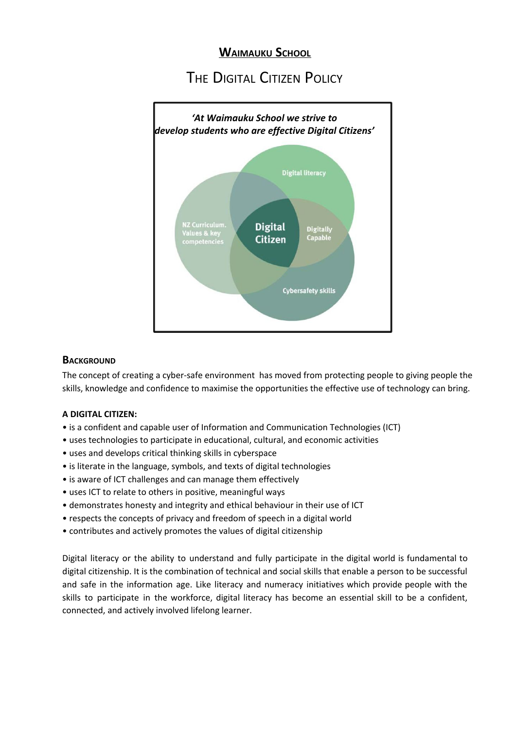# WAIMAUKU SCHOOL

## THE DIGITAL CITIZEN POLICY

*'At Waimauku School we strive to develop students who are effective Digital Citizens'*

Digital literacy

NZ Curriculum, Values & key competencies

Digital Citizen

Digitally Capable

Cybersafety skills

### BACKGROUND

The concept of creating a cyber-safe environment has moved from protecting people to giving people the skills, knowledge and confidence to maximise the opportunities the effective use of technology can bring.

**A DIGITAL CITIZEN:**

- is a confident and capable user of Information and Communication Technologies (ICT)
- uses technologies to participate in educational, cultural, and economic activities
- uses and develops critical thinking skills in cyberspace
- is literate in the language, symbols, and texts of digital technologies
- is aware of ICT challenges and can manage them effectively
- uses ICT to relate to others in positive, meaningful ways
- demonstrates honesty and integrity and ethical behaviour in their use of ICT
- respects the concepts of privacy and freedom of speech in a digital world
- contributes and actively promotes the values of digital citizenship

Digital literacy or the ability to understand and fully participate in the digital world is fundamental to digital citizenship. It is the combination of technical and social skills that enable a person to be successful and safe in the information age. Like literacy and numeracy initiatives which provide people with the skills to participate in the workforce, digital literacy has become an essential skill to be a confident, connected, and actively involved lifelong learner.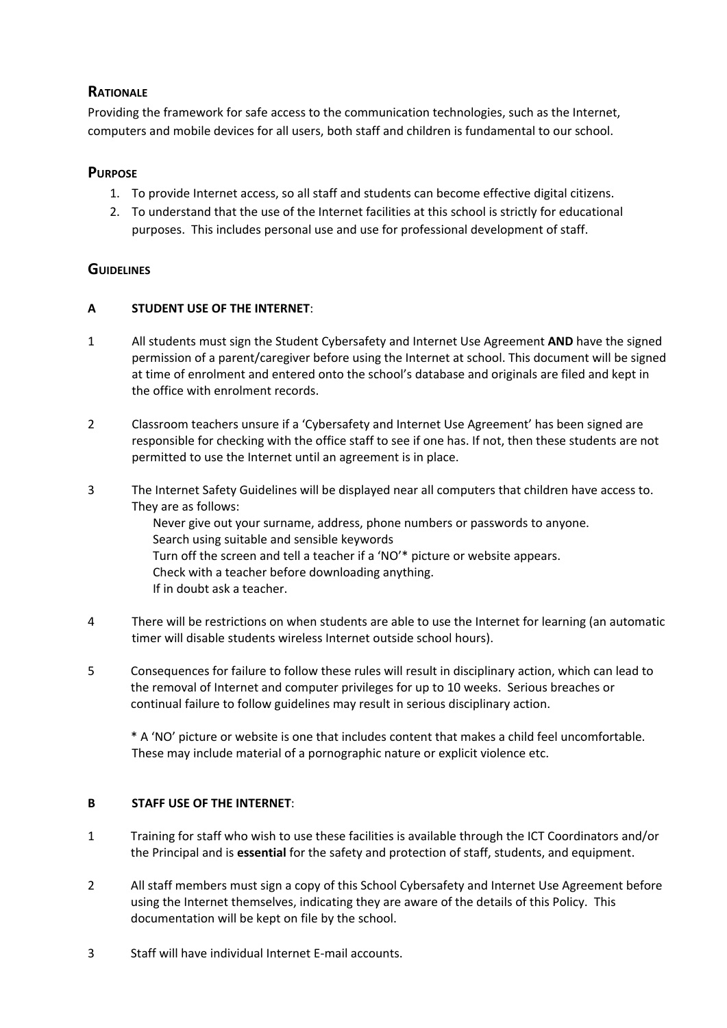## Rationale

Providing the framework for safe access to the communication technologies, such as the Internet, computers and mobile devices for all users, both staff and children is fundamental to our school.

## Purpose

1. To provide Internet access, so all staff and students can become effective digital citizens.
2. To understand that the use of the Internet facilities at this school is strictly for educational purposes. This includes personal use and use for professional development of staff.

## Guidelines

### A STUDENT USE OF THE INTERNET:

1. All students must sign the Student Cybersafety and Internet Use Agreement **AND** have the signed permission of a parent/caregiver before using the Internet at school. This document will be signed at time of enrolment and entered onto the school's database and originals are filed and kept in the office with enrolment records.

2. Classroom teachers unsure if a 'Cybersafety and Internet Use Agreement' has been signed are responsible for checking with the office staff to see if one has. If not, then these students are not permitted to use the Internet until an agreement is in place.

3. The Internet Safety Guidelines will be displayed near all computers that children have access to. They are as follows:
   - Never give out your surname, address, phone numbers or passwords to anyone.
   - Search using suitable and sensible keywords
   - Turn off the screen and tell a teacher if a 'NO'* picture or website appears.
   - Check with a teacher before downloading anything.
   - If in doubt ask a teacher.

4. There will be restrictions on when students are able to use the Internet for learning (an automatic timer will disable students wireless Internet outside school hours).

5. Consequences for failure to follow these rules will result in disciplinary action, which can lead to the removal of Internet and computer privileges for up to 10 weeks. Serious breaches or continual failure to follow guidelines may result in serious disciplinary action.

   * A 'NO' picture or website is one that includes content that makes a child feel uncomfortable. These may include material of a pornographic nature or explicit violence etc.

### B STAFF USE OF THE INTERNET:

1. Training for staff who wish to use these facilities is available through the ICT Coordinators and/or the Principal and is **essential** for the safety and protection of staff, students, and equipment.

2. All staff members must sign a copy of this School Cybersafety and Internet Use Agreement before using the Internet themselves, indicating they are aware of the details of this Policy. This documentation will be kept on file by the school.

3. Staff will have individual Internet E-mail accounts.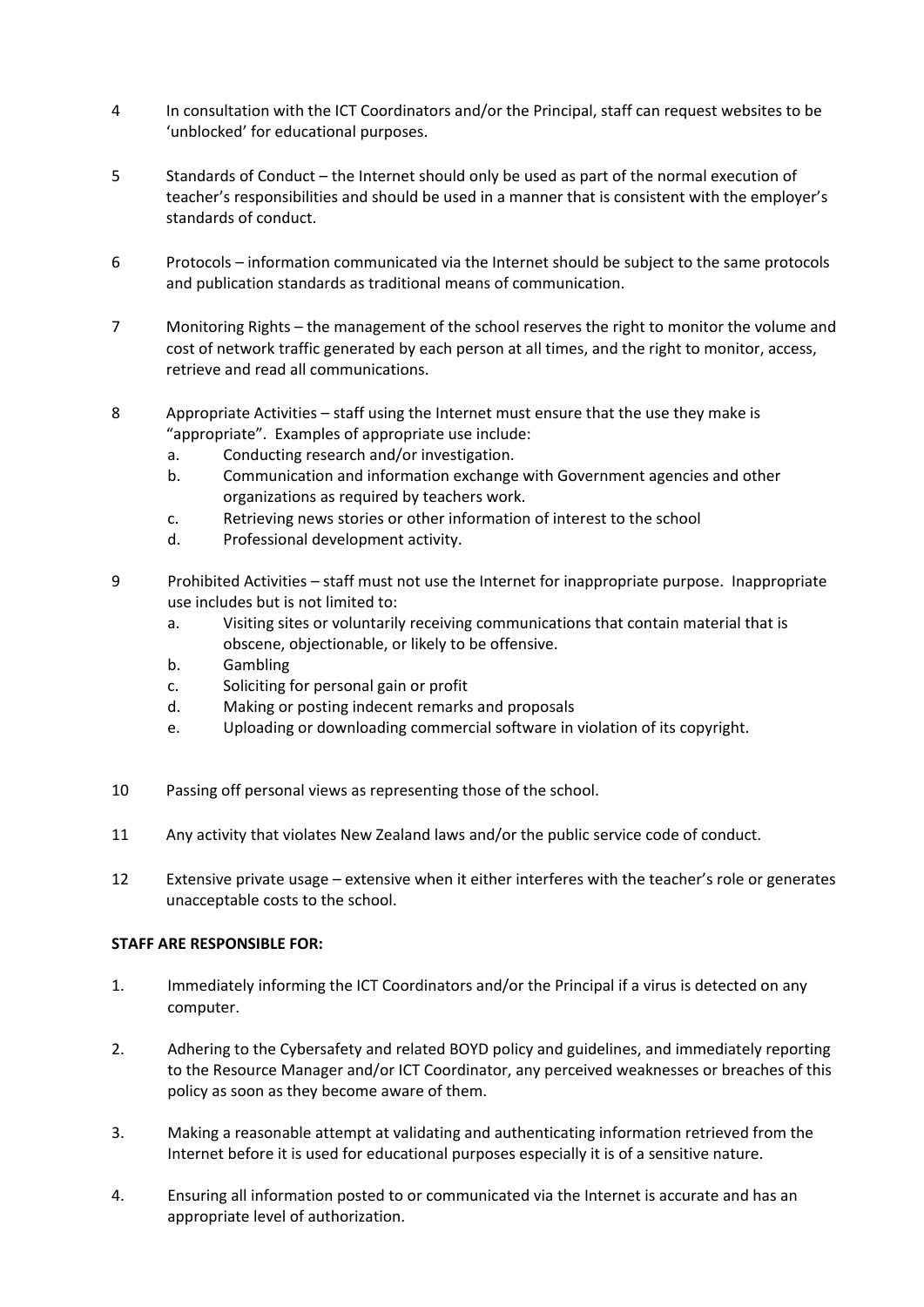4 In consultation with the ICT Coordinators and/or the Principal, staff can request websites to be 'unblocked' for educational purposes.

5 Standards of Conduct – the Internet should only be used as part of the normal execution of teacher's responsibilities and should be used in a manner that is consistent with the employer's standards of conduct.

6 Protocols – information communicated via the Internet should be subject to the same protocols and publication standards as traditional means of communication.

7 Monitoring Rights – the management of the school reserves the right to monitor the volume and cost of network traffic generated by each person at all times, and the right to monitor, access, retrieve and read all communications.

8 Appropriate Activities – staff using the Internet must ensure that the use they make is "appropriate". Examples of appropriate use include:
   a. Conducting research and/or investigation.
   b. Communication and information exchange with Government agencies and other organizations as required by teachers work.
   c. Retrieving news stories or other information of interest to the school
   d. Professional development activity.

9 Prohibited Activities – staff must not use the Internet for inappropriate purpose. Inappropriate use includes but is not limited to:
   a. Visiting sites or voluntarily receiving communications that contain material that is obscene, objectionable, or likely to be offensive.
   b. Gambling
   c. Soliciting for personal gain or profit
   d. Making or posting indecent remarks and proposals
   e. Uploading or downloading commercial software in violation of its copyright.

10 Passing off personal views as representing those of the school.

11 Any activity that violates New Zealand laws and/or the public service code of conduct.

12 Extensive private usage – extensive when it either interferes with the teacher's role or generates unacceptable costs to the school.

**STAFF ARE RESPONSIBLE FOR:**

1. Immediately informing the ICT Coordinators and/or the Principal if a virus is detected on any computer.
2. Adhering to the Cybersafety and related BOYD policy and guidelines, and immediately reporting to the Resource Manager and/or ICT Coordinator, any perceived weaknesses or breaches of this policy as soon as they become aware of them.
3. Making a reasonable attempt at validating and authenticating information retrieved from the Internet before it is used for educational purposes especially it is of a sensitive nature.
4. Ensuring all information posted to or communicated via the Internet is accurate and has an appropriate level of authorization.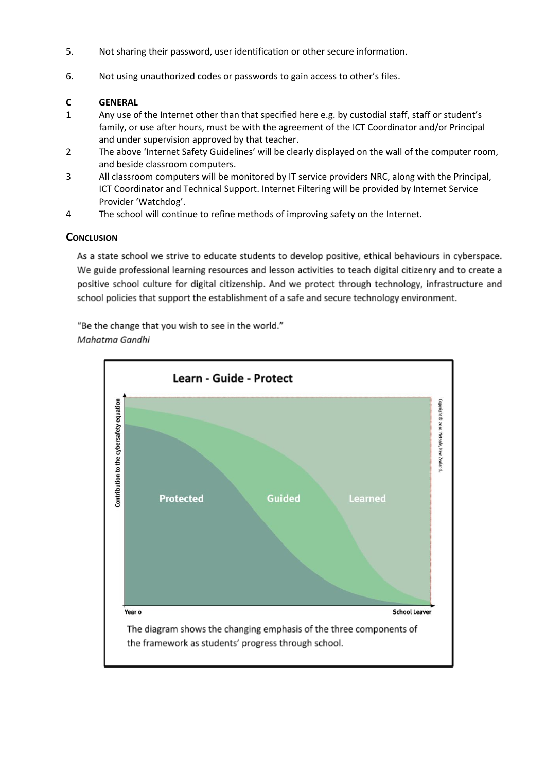5. Not sharing their password, user identification or other secure information.

6. Not using unauthorized codes or passwords to gain access to other's files.

**C GENERAL**

1. Any use of the Internet other than that specified here e.g. by custodial staff, staff or student's family, or use after hours, must be with the agreement of the ICT Coordinator and/or Principal and under supervision approved by that teacher.
2. The above 'Internet Safety Guidelines' will be clearly displayed on the wall of the computer room, and beside classroom computers.
3. All classroom computers will be monitored by IT service providers NRC, along with the Principal, ICT Coordinator and Technical Support. Internet Filtering will be provided by Internet Service Provider 'Watchdog'.
4. The school will continue to refine methods of improving safety on the Internet.

## Conclusion

As a state school we strive to educate students to develop positive, ethical behaviours in cyberspace. We guide professional learning resources and lesson activities to teach digital citizenry and to create a positive school culture for digital citizenship. And we protect through technology, infrastructure and school policies that support the establishment of a safe and secure technology environment.

"Be the change that you wish to see in the world."
*Mahatma Gandhi*

**Learn - Guide - Protect**

The diagram shows the changing emphasis of the three components of the framework as students' progress through school.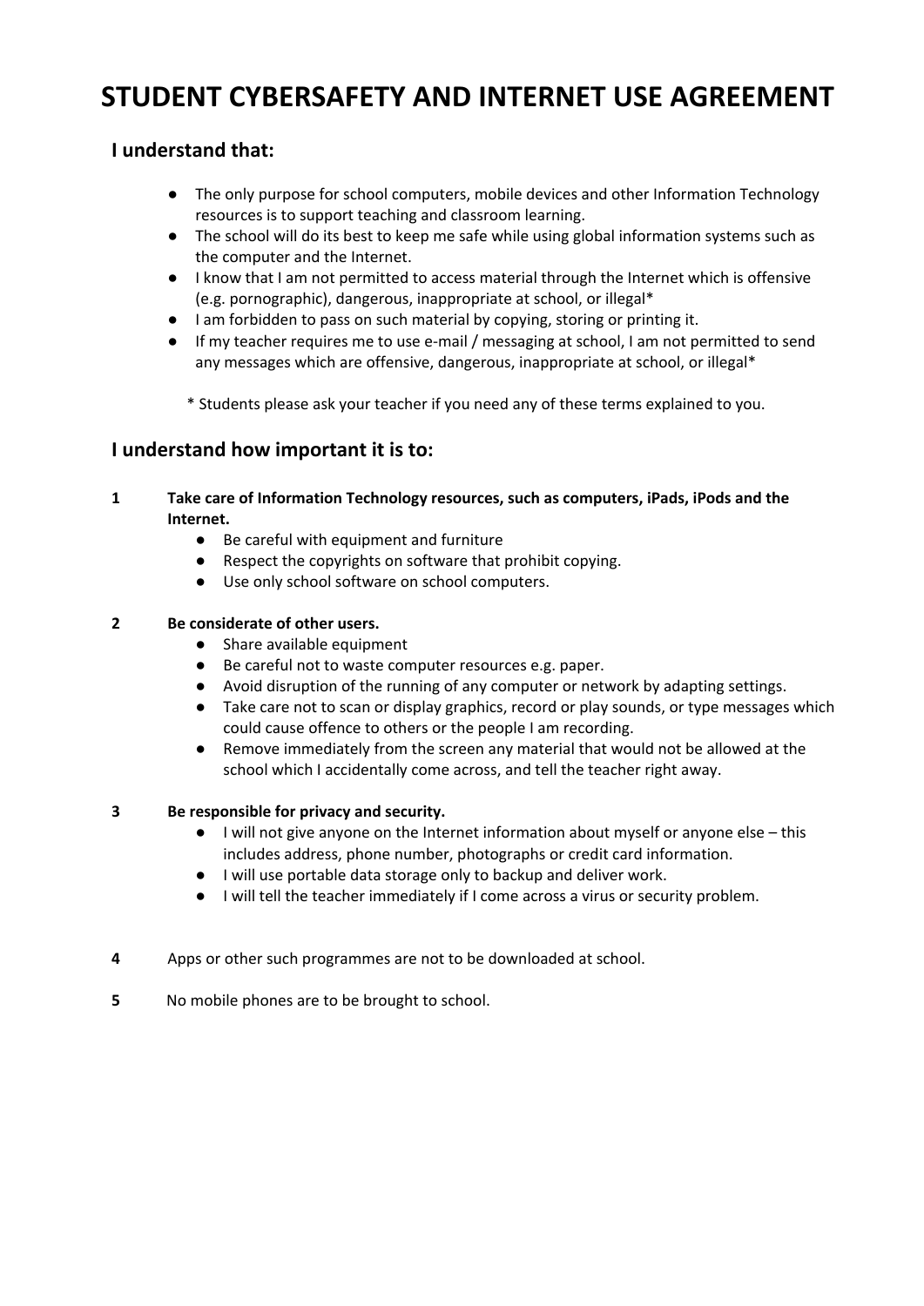# STUDENT CYBERSAFETY AND INTERNET USE AGREEMENT

## I understand that:

- The only purpose for school computers, mobile devices and other Information Technology resources is to support teaching and classroom learning.
- The school will do its best to keep me safe while using global information systems such as the computer and the Internet.
- I know that I am not permitted to access material through the Internet which is offensive (e.g. pornographic), dangerous, inappropriate at school, or illegal*
- I am forbidden to pass on such material by copying, storing or printing it.
- If my teacher requires me to use e-mail / messaging at school, I am not permitted to send any messages which are offensive, dangerous, inappropriate at school, or illegal*

\* Students please ask your teacher if you need any of these terms explained to you.

## I understand how important it is to:

**1 Take care of Information Technology resources, such as computers, iPads, iPods and the Internet.**

- Be careful with equipment and furniture
- Respect the copyrights on software that prohibit copying.
- Use only school software on school computers.

**2 Be considerate of other users.**

- Share available equipment
- Be careful not to waste computer resources e.g. paper.
- Avoid disruption of the running of any computer or network by adapting settings.
- Take care not to scan or display graphics, record or play sounds, or type messages which could cause offence to others or the people I am recording.
- Remove immediately from the screen any material that would not be allowed at the school which I accidentally come across, and tell the teacher right away.

**3 Be responsible for privacy and security.**

- I will not give anyone on the Internet information about myself or anyone else – this includes address, phone number, photographs or credit card information.
- I will use portable data storage only to backup and deliver work.
- I will tell the teacher immediately if I come across a virus or security problem.

**4** Apps or other such programmes are not to be downloaded at school.

**5** No mobile phones are to be brought to school.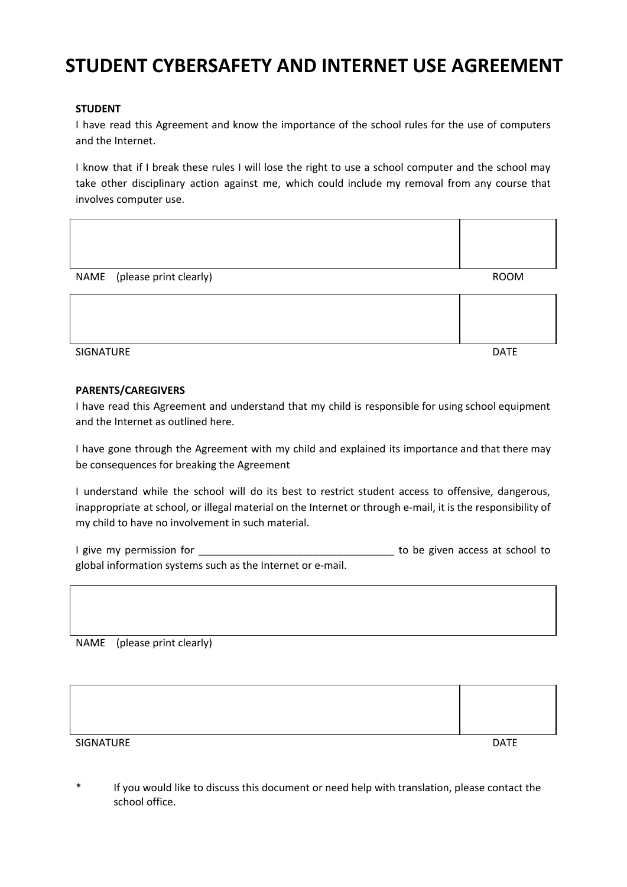# STUDENT CYBERSAFETY AND INTERNET USE AGREEMENT

**STUDENT**

I have read this Agreement and know the importance of the school rules for the use of computers and the Internet.

I know that if I break these rules I will lose the right to use a school computer and the school may take other disciplinary action against me, which could include my removal from any course that involves computer use.

| | |
|---|---|
| | |
| NAME (please print clearly) | ROOM |

| | |
|---|---|
| | |
| SIGNATURE | DATE |

**PARENTS/CAREGIVERS**

I have read this Agreement and understand that my child is responsible for using school equipment and the Internet as outlined here.

I have gone through the Agreement with my child and explained its importance and that there may be consequences for breaking the Agreement

I understand while the school will do its best to restrict student access to offensive, dangerous, inappropriate at school, or illegal material on the Internet or through e-mail, it is the responsibility of my child to have no involvement in such material.

I give my permission for __________________________________ to be given access at school to global information systems such as the Internet or e-mail.

| |
|---|
| |
| NAME (please print clearly) |

| | |
|---|---|
| | |
| SIGNATURE | DATE |

\* If you would like to discuss this document or need help with translation, please contact the school office.